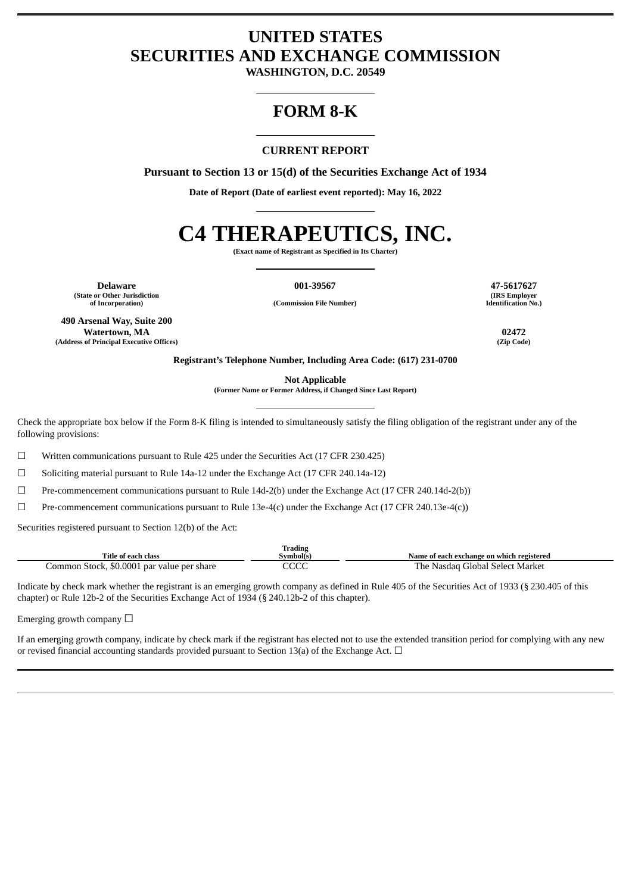# UNITED STATES
# SECURITIES AND EXCHANGE COMMISSION

**WASHINGTON, D.C. 20549**

# FORM 8-K

## CURRENT REPORT

**Pursuant to Section 13 or 15(d) of the Securities Exchange Act of 1934**

**Date of Report (Date of earliest event reported): May 16, 2022**

# C4 THERAPEUTICS, INC.

**(Exact name of Registrant as Specified in Its Charter)**

| **Delaware** | **001-39567** | **47-5617627** |
|---|---|---|
| **(State or Other Jurisdiction of Incorporation)** | **(Commission File Number)** | **(IRS Employer Identification No.)** |

| **490 Arsenal Way, Suite 200 Watertown, MA** | **02472** |
|---|---|
| **(Address of Principal Executive Offices)** | **(Zip Code)** |

**Registrant's Telephone Number, Including Area Code: (617) 231-0700**

**Not Applicable**
**(Former Name or Former Address, if Changed Since Last Report)**

Check the appropriate box below if the Form 8-K filing is intended to simultaneously satisfy the filing obligation of the registrant under any of the following provisions:

☐ Written communications pursuant to Rule 425 under the Securities Act (17 CFR 230.425)

☐ Soliciting material pursuant to Rule 14a-12 under the Exchange Act (17 CFR 240.14a-12)

☐ Pre-commencement communications pursuant to Rule 14d-2(b) under the Exchange Act (17 CFR 240.14d-2(b))

☐ Pre-commencement communications pursuant to Rule 13e-4(c) under the Exchange Act (17 CFR 240.13e-4(c))

Securities registered pursuant to Section 12(b) of the Act:

| Title of each class | Trading Symbol(s) | Name of each exchange on which registered |
|---|---|---|
| Common Stock, $0.0001 par value per share | CCCC | The Nasdaq Global Select Market |

Indicate by check mark whether the registrant is an emerging growth company as defined in Rule 405 of the Securities Act of 1933 (§ 230.405 of this chapter) or Rule 12b-2 of the Securities Exchange Act of 1934 (§ 240.12b-2 of this chapter).

Emerging growth company ☐

If an emerging growth company, indicate by check mark if the registrant has elected not to use the extended transition period for complying with any new or revised financial accounting standards provided pursuant to Section 13(a) of the Exchange Act. ☐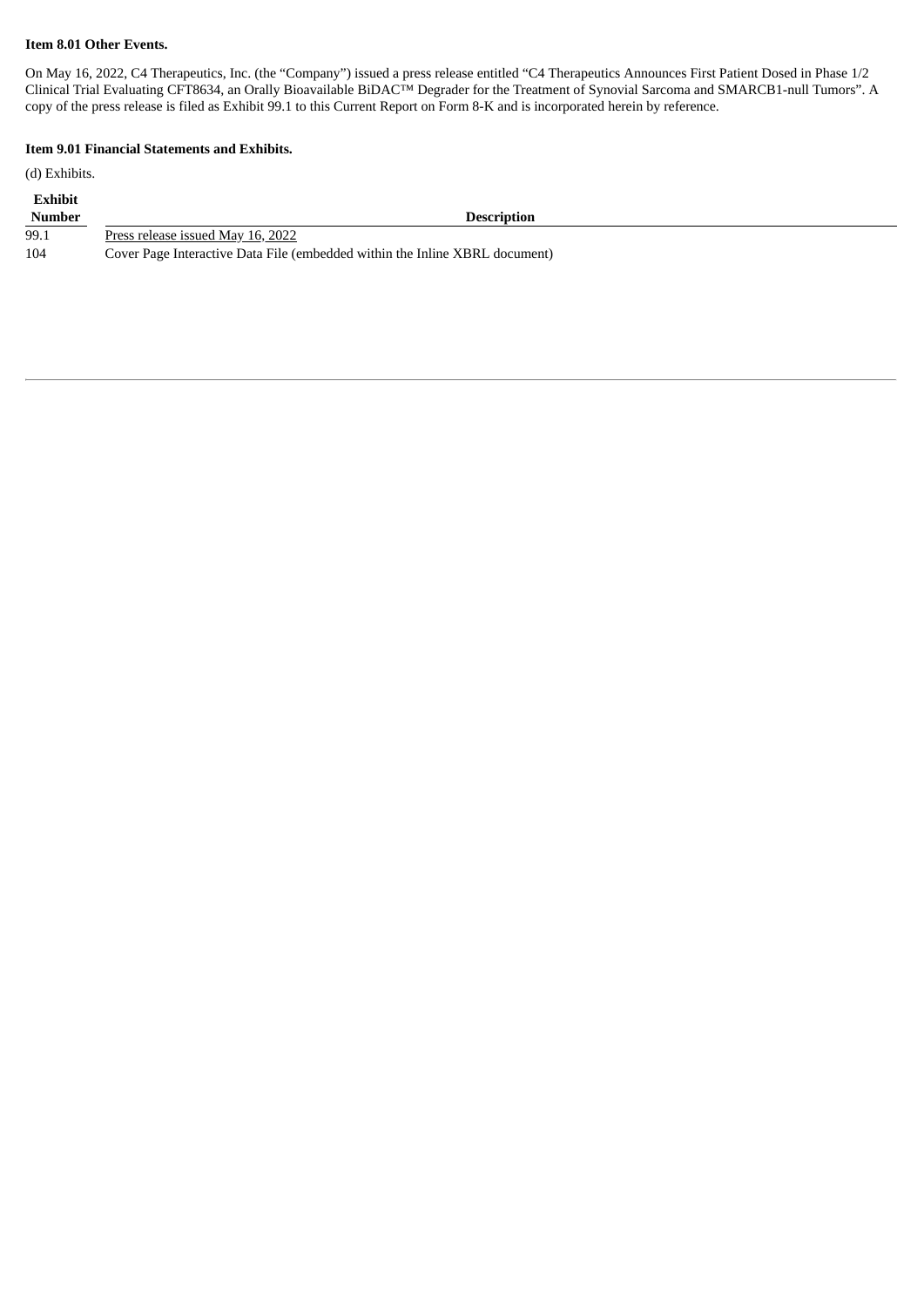**Item 8.01 Other Events.**

On May 16, 2022, C4 Therapeutics, Inc. (the “Company”) issued a press release entitled “C4 Therapeutics Announces First Patient Dosed in Phase 1/2 Clinical Trial Evaluating CFT8634, an Orally Bioavailable BiDAC™ Degrader for the Treatment of Synovial Sarcoma and SMARCB1-null Tumors”. A copy of the press release is filed as Exhibit 99.1 to this Current Report on Form 8-K and is incorporated herein by reference.

**Item 9.01 Financial Statements and Exhibits.**

(d) Exhibits.

| Exhibit Number | Description |
|---|---|
| 99.1 | Press release issued May 16, 2022 |
| 104 | Cover Page Interactive Data File (embedded within the Inline XBRL document) |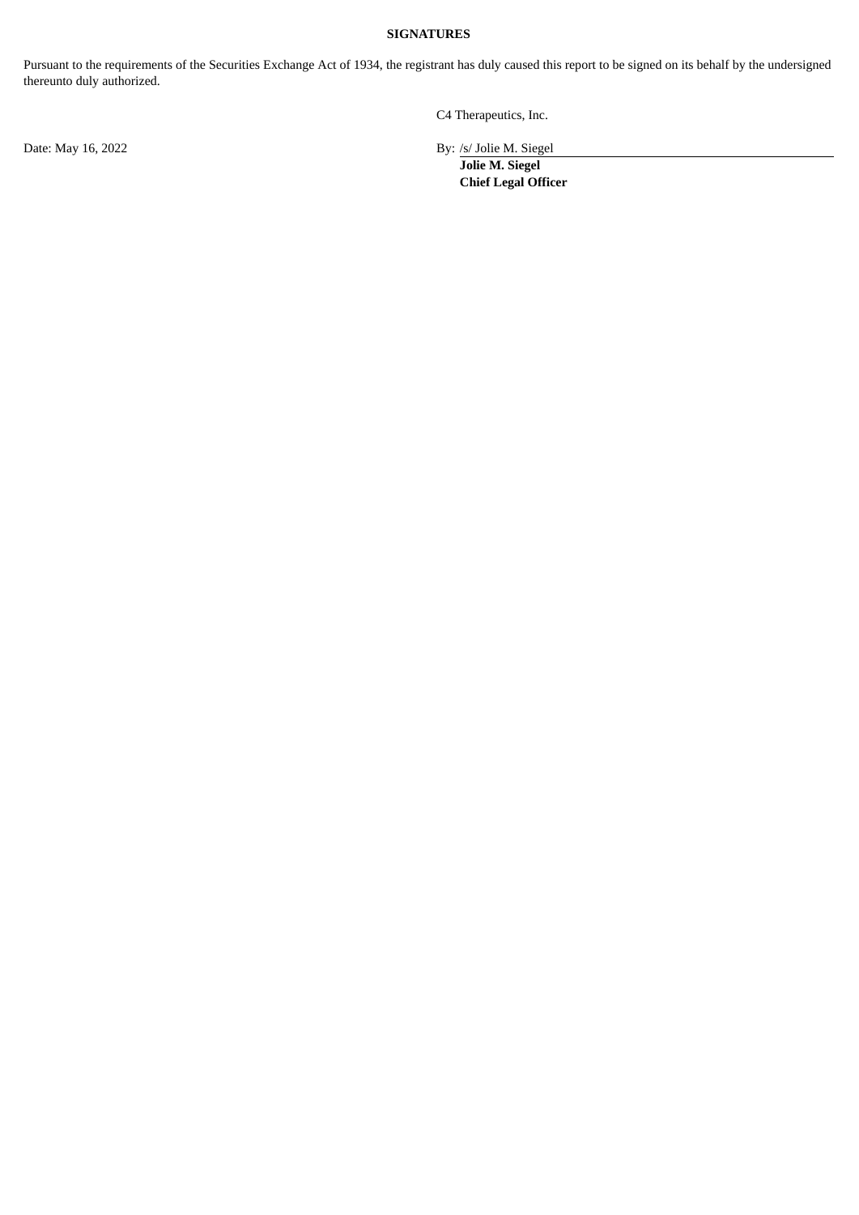**SIGNATURES**

Pursuant to the requirements of the Securities Exchange Act of 1934, the registrant has duly caused this report to be signed on its behalf by the undersigned thereunto duly authorized.

C4 Therapeutics, Inc.

Date: May 16, 2022

By: /s/ Jolie M. Siegel

**Jolie M. Siegel**
**Chief Legal Officer**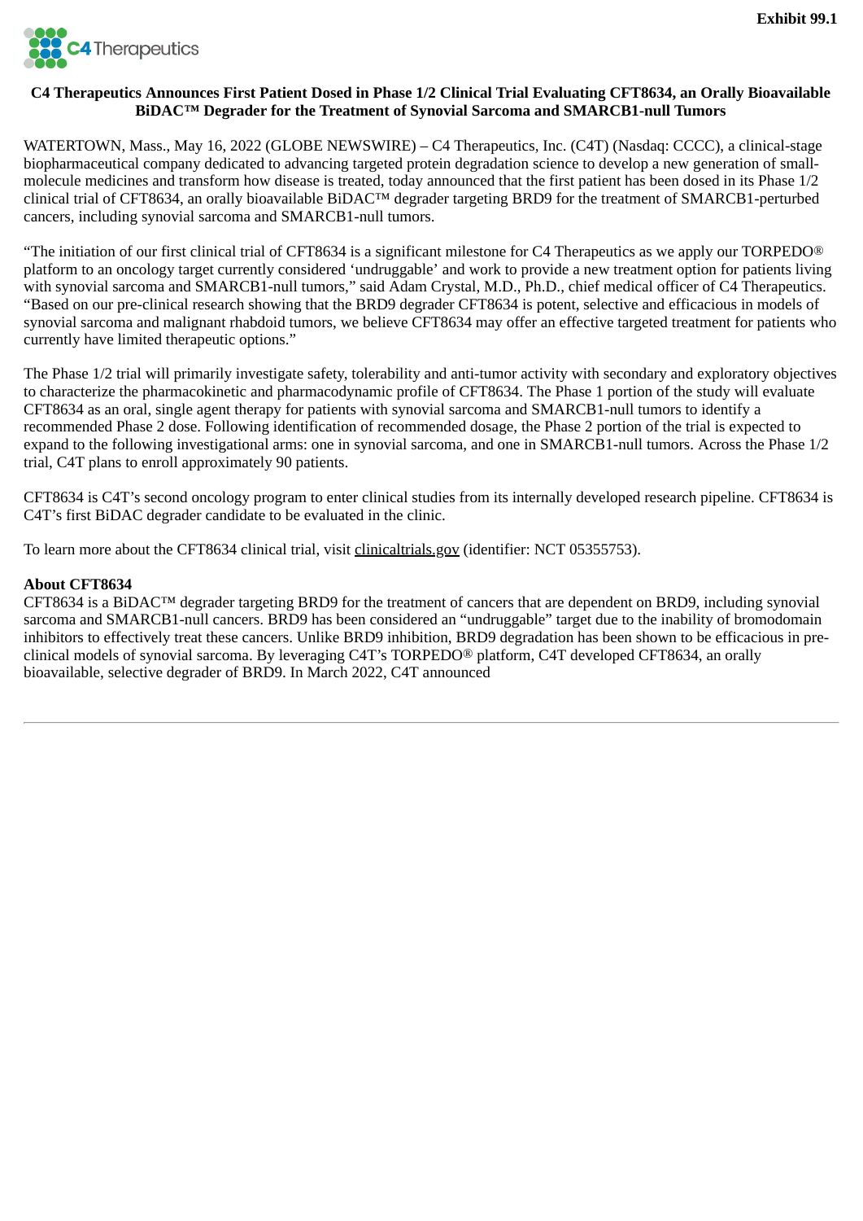**Exhibit 99.1**

**C4 Therapeutics Announces First Patient Dosed in Phase 1/2 Clinical Trial Evaluating CFT8634, an Orally Bioavailable BiDAC™ Degrader for the Treatment of Synovial Sarcoma and SMARCB1-null Tumors**

WATERTOWN, Mass., May 16, 2022 (GLOBE NEWSWIRE) – C4 Therapeutics, Inc. (C4T) (Nasdaq: CCCC), a clinical-stage biopharmaceutical company dedicated to advancing targeted protein degradation science to develop a new generation of small-molecule medicines and transform how disease is treated, today announced that the first patient has been dosed in its Phase 1/2 clinical trial of CFT8634, an orally bioavailable BiDAC™ degrader targeting BRD9 for the treatment of SMARCB1-perturbed cancers, including synovial sarcoma and SMARCB1-null tumors.

"The initiation of our first clinical trial of CFT8634 is a significant milestone for C4 Therapeutics as we apply our TORPEDO® platform to an oncology target currently considered 'undruggable' and work to provide a new treatment option for patients living with synovial sarcoma and SMARCB1-null tumors," said Adam Crystal, M.D., Ph.D., chief medical officer of C4 Therapeutics. "Based on our pre-clinical research showing that the BRD9 degrader CFT8634 is potent, selective and efficacious in models of synovial sarcoma and malignant rhabdoid tumors, we believe CFT8634 may offer an effective targeted treatment for patients who currently have limited therapeutic options."

The Phase 1/2 trial will primarily investigate safety, tolerability and anti-tumor activity with secondary and exploratory objectives to characterize the pharmacokinetic and pharmacodynamic profile of CFT8634. The Phase 1 portion of the study will evaluate CFT8634 as an oral, single agent therapy for patients with synovial sarcoma and SMARCB1-null tumors to identify a recommended Phase 2 dose. Following identification of recommended dosage, the Phase 2 portion of the trial is expected to expand to the following investigational arms: one in synovial sarcoma, and one in SMARCB1-null tumors. Across the Phase 1/2 trial, C4T plans to enroll approximately 90 patients.

CFT8634 is C4T's second oncology program to enter clinical studies from its internally developed research pipeline. CFT8634 is C4T's first BiDAC degrader candidate to be evaluated in the clinic.

To learn more about the CFT8634 clinical trial, visit clinicaltrials.gov (identifier: NCT 05355753).

**About CFT8634**

CFT8634 is a BiDAC™ degrader targeting BRD9 for the treatment of cancers that are dependent on BRD9, including synovial sarcoma and SMARCB1-null cancers. BRD9 has been considered an "undruggable" target due to the inability of bromodomain inhibitors to effectively treat these cancers. Unlike BRD9 inhibition, BRD9 degradation has been shown to be efficacious in pre-clinical models of synovial sarcoma. By leveraging C4T's TORPEDO® platform, C4T developed CFT8634, an orally bioavailable, selective degrader of BRD9. In March 2022, C4T announced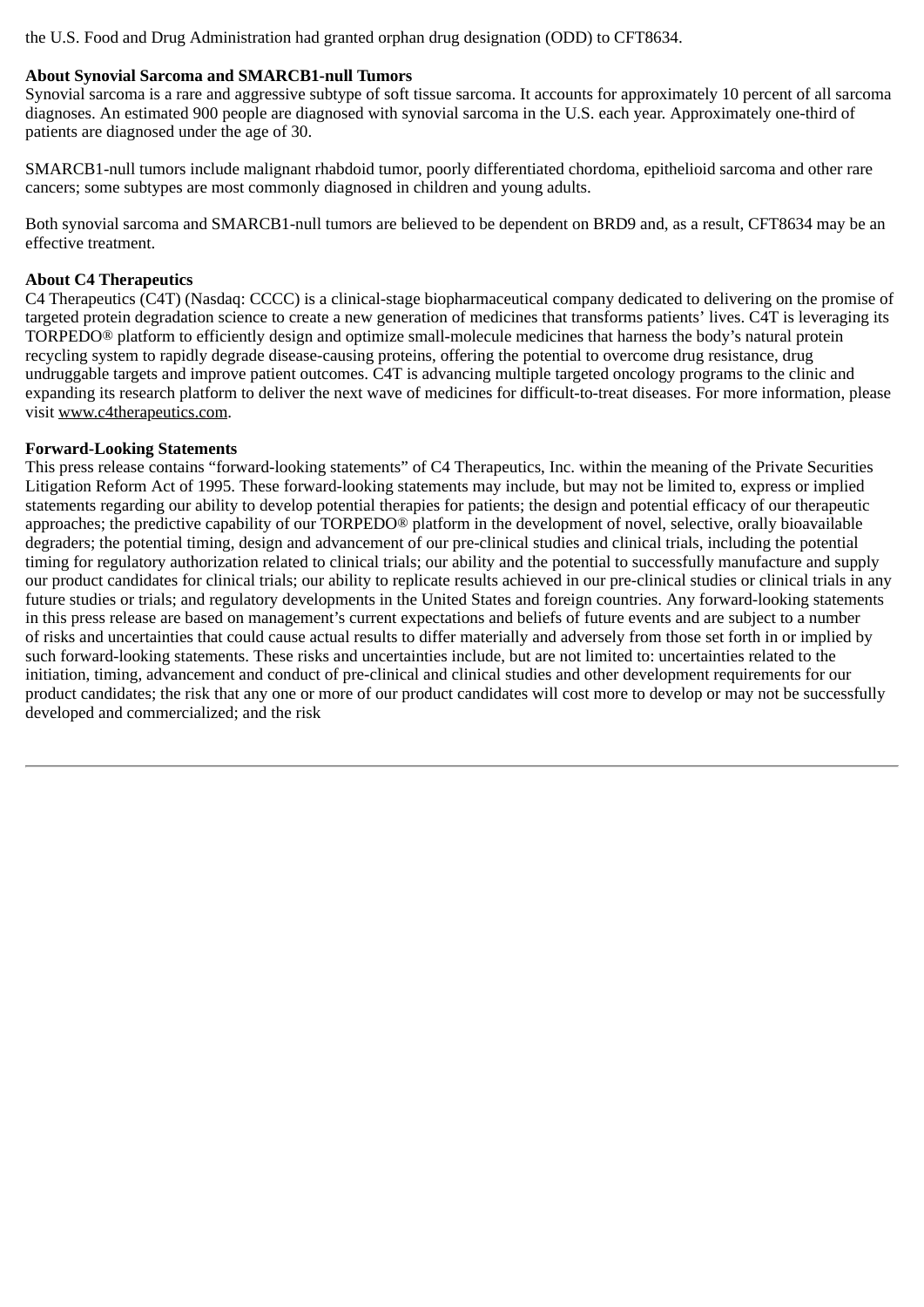the U.S. Food and Drug Administration had granted orphan drug designation (ODD) to CFT8634.

**About Synovial Sarcoma and SMARCB1-null Tumors**

Synovial sarcoma is a rare and aggressive subtype of soft tissue sarcoma. It accounts for approximately 10 percent of all sarcoma diagnoses. An estimated 900 people are diagnosed with synovial sarcoma in the U.S. each year. Approximately one-third of patients are diagnosed under the age of 30.

SMARCB1-null tumors include malignant rhabdoid tumor, poorly differentiated chordoma, epithelioid sarcoma and other rare cancers; some subtypes are most commonly diagnosed in children and young adults.

Both synovial sarcoma and SMARCB1-null tumors are believed to be dependent on BRD9 and, as a result, CFT8634 may be an effective treatment.

**About C4 Therapeutics**

C4 Therapeutics (C4T) (Nasdaq: CCCC) is a clinical-stage biopharmaceutical company dedicated to delivering on the promise of targeted protein degradation science to create a new generation of medicines that transforms patients' lives. C4T is leveraging its TORPEDO® platform to efficiently design and optimize small-molecule medicines that harness the body's natural protein recycling system to rapidly degrade disease-causing proteins, offering the potential to overcome drug resistance, drug undruggable targets and improve patient outcomes. C4T is advancing multiple targeted oncology programs to the clinic and expanding its research platform to deliver the next wave of medicines for difficult-to-treat diseases. For more information, please visit www.c4therapeutics.com.

**Forward-Looking Statements**

This press release contains "forward-looking statements" of C4 Therapeutics, Inc. within the meaning of the Private Securities Litigation Reform Act of 1995. These forward-looking statements may include, but may not be limited to, express or implied statements regarding our ability to develop potential therapies for patients; the design and potential efficacy of our therapeutic approaches; the predictive capability of our TORPEDO® platform in the development of novel, selective, orally bioavailable degraders; the potential timing, design and advancement of our pre-clinical studies and clinical trials, including the potential timing for regulatory authorization related to clinical trials; our ability and the potential to successfully manufacture and supply our product candidates for clinical trials; our ability to replicate results achieved in our pre-clinical studies or clinical trials in any future studies or trials; and regulatory developments in the United States and foreign countries. Any forward-looking statements in this press release are based on management's current expectations and beliefs of future events and are subject to a number of risks and uncertainties that could cause actual results to differ materially and adversely from those set forth in or implied by such forward-looking statements. These risks and uncertainties include, but are not limited to: uncertainties related to the initiation, timing, advancement and conduct of pre-clinical and clinical studies and other development requirements for our product candidates; the risk that any one or more of our product candidates will cost more to develop or may not be successfully developed and commercialized; and the risk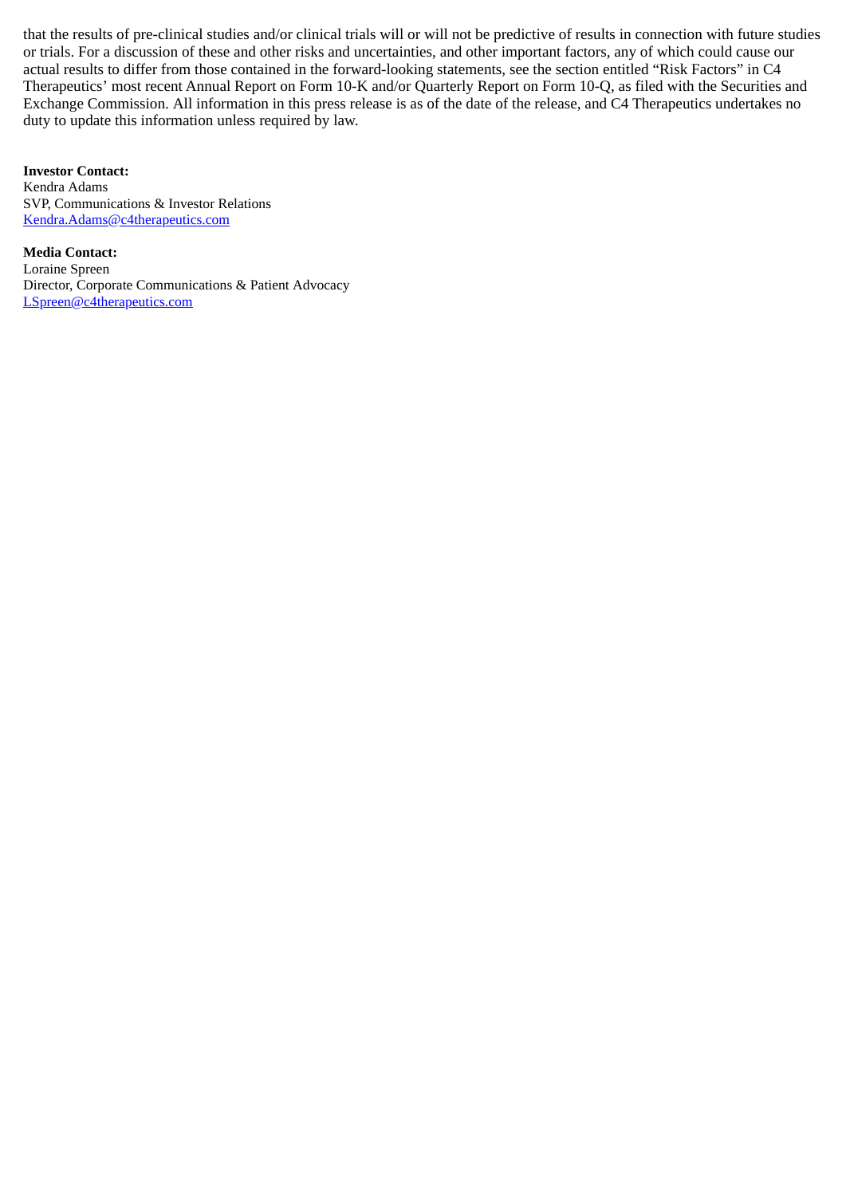that the results of pre-clinical studies and/or clinical trials will or will not be predictive of results in connection with future studies or trials. For a discussion of these and other risks and uncertainties, and other important factors, any of which could cause our actual results to differ from those contained in the forward-looking statements, see the section entitled "Risk Factors" in C4 Therapeutics' most recent Annual Report on Form 10-K and/or Quarterly Report on Form 10-Q, as filed with the Securities and Exchange Commission. All information in this press release is as of the date of the release, and C4 Therapeutics undertakes no duty to update this information unless required by law.

**Investor Contact:**
Kendra Adams
SVP, Communications & Investor Relations
Kendra.Adams@c4therapeutics.com

**Media Contact:**
Loraine Spreen
Director, Corporate Communications & Patient Advocacy
LSpreen@c4therapeutics.com